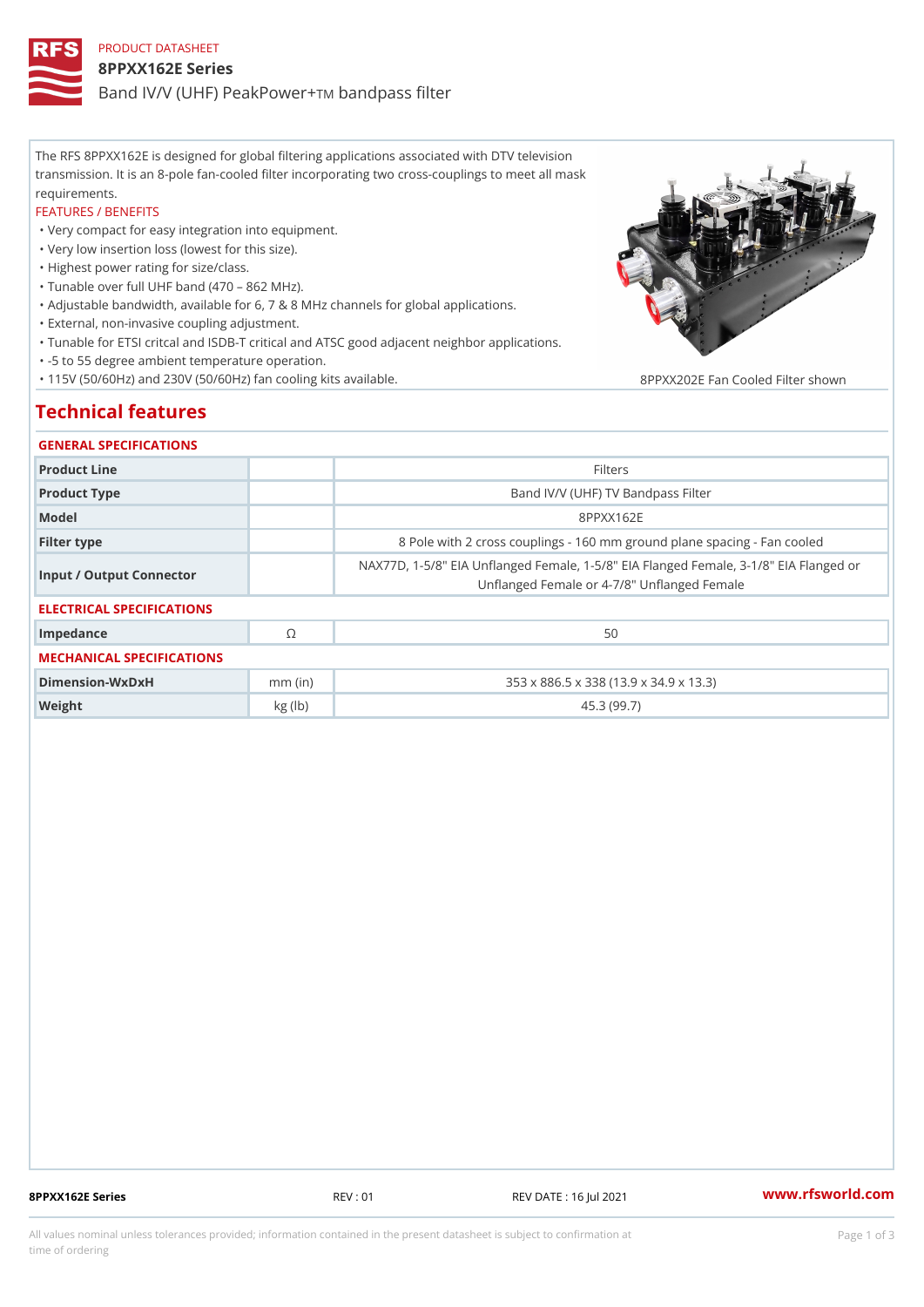PRODUCT DATASHEET

# 8PPXX162E Series

Band IV/V (UHF) PeakPower+TM bandpass filter

The RFS 8PPXX162E is designed for global filtering applications associated with DTV television transmission. It is an 8-pole fan-cooled filter incorporating two cross-couplings to meet all mask requirements.

FEATURES / BENEFITS

- Very compact for easy integration into equipment.
- Very low insertion loss (lowest for this size).
- Highest power rating for size/class.
- Tunable over full UHF band (470 – 862 MHz).
- Adjustable bandwidth, available for 6, 7 & 8 MHz channels for global applications.
- External, non-invasive coupling adjustment.
- Tunable for ETSI critcal and ISDB-T critical and ATSC good adjacent neighbor applications.
- -5 to 55 degree ambient temperature operation.
- 115V (50/60Hz) and 230V (50/60Hz) fan cooling kits available.

8PPXX202E Fan Cooled Filter shown

## Technical features

### GENERAL SPECIFICATIONS

| Product Line | | Filters |
|---|---|---|
| Product Type | | Band IV/V (UHF) TV Bandpass Filter |
| Model | | 8PPXX162E |
| Filter type | | 8 Pole with 2 cross couplings - 160 mm ground plane spacing - Fan cooled |
| Input / Output Connector | | NAX77D, 1-5/8" EIA Unflanged Female, 1-5/8" EIA Flanged Female, 3-1/8" EIA Flanged or Unflanged Female or 4-7/8" Unflanged Female |

### ELECTRICAL SPECIFICATIONS

| Impedance | Ω | 50 |
|---|---|---|

### MECHANICAL SPECIFICATIONS

| Dimension-WxDxH | mm (in) | 353 x 886.5 x 338 (13.9 x 34.9 x 13.3) |
|---|---|---|
| Weight | kg (lb) | 45.3 (99.7) |

8PPXX162E Series REV : 01 REV DATE : 16 Jul 2021 www.rfsworld.com

All values nominal unless tolerances provided; information contained in the present datasheet is subject to confirmation at time of ordering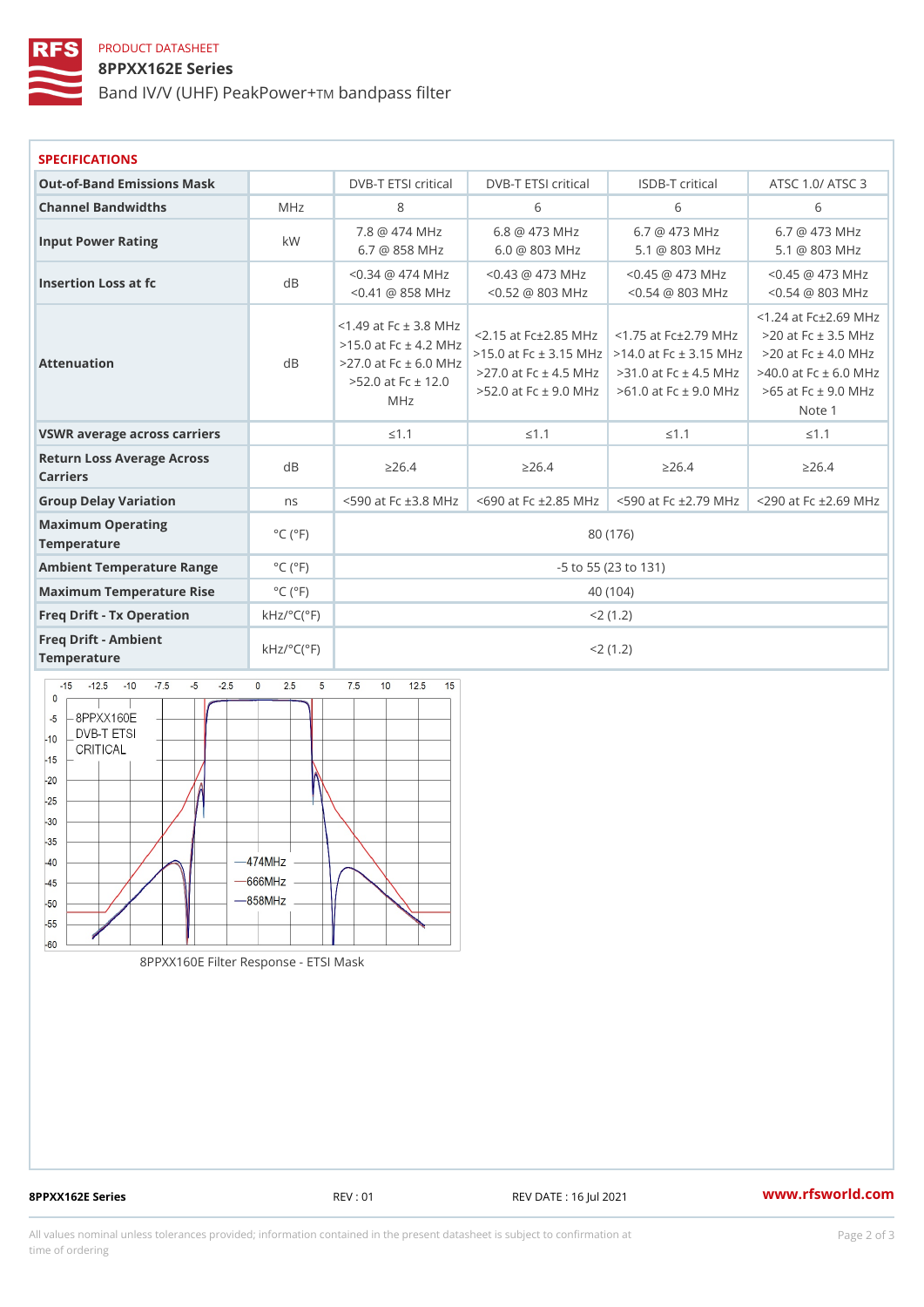PRODUCT DATASHEET

# 8PPXX162E Series

Band IV/V (UHF) PeakPower+TM bandpass filter

## SPECIFICATIONS

| Out-of-Band Emissions Mask | | DVB-T ETSI critical | DVB-T ETSI critical | ISDB-T critical | ATSC 1.0/ ATSC 3 |
|---|---|---|---|---|---|
| Channel Bandwidths | MHz | 8 | 6 | 6 | 6 |
| Input Power Rating | kW | 7.8 @ 474 MHz<br>6.7 @ 858 MHz | 6.8 @ 473 MHz<br>6.0 @ 803 MHz | 6.7 @ 473 MHz<br>5.1 @ 803 MHz | 6.7 @ 473 MHz<br>5.1 @ 803 MHz |
| Insertion Loss at fc | dB | <0.34 @ 474 MHz<br><0.41 @ 858 MHz | <0.43 @ 473 MHz<br><0.52 @ 803 MHz | <0.45 @ 473 MHz<br><0.54 @ 803 MHz | <0.45 @ 473 MHz<br><0.54 @ 803 MHz |
| Attenuation | dB | <1.49 at Fc ± 3.8 MHz<br>>15.0 at Fc ± 4.2 MHz<br>>27.0 at Fc ± 6.0 MHz<br>>52.0 at Fc ± 12.0 MHz | <2.15 at Fc±2.85 MHz<br>>15.0 at Fc ± 3.15 MHz<br>>27.0 at Fc ± 4.5 MHz<br>>52.0 at Fc ± 9.0 MHz | <1.75 at Fc±2.79 MHz<br>>14.0 at Fc ± 3.15 MHz<br>>31.0 at Fc ± 4.5 MHz<br>>61.0 at Fc ± 9.0 MHz | <1.24 at Fc±2.69 MHz<br>>20 at Fc ± 3.5 MHz<br>>20 at Fc ± 4.0 MHz<br>>40.0 at Fc ± 6.0 MHz<br>>65 at Fc ± 9.0 MHz<br>Note 1 |
| VSWR average across carriers | | ≤1.1 | ≤1.1 | ≤1.1 | ≤1.1 |
| Return Loss Average Across Carriers | dB | ≥26.4 | ≥26.4 | ≥26.4 | ≥26.4 |
| Group Delay Variation | ns | <590 at Fc ±3.8 MHz | <690 at Fc ±2.85 MHz | <590 at Fc ±2.79 MHz | <290 at Fc ±2.69 MHz |
| Maximum Operating Temperature | °C (°F) | 80 (176) | | | |
| Ambient Temperature Range | °C (°F) | -5 to 55 (23 to 131) | | | |
| Maximum Temperature Rise | °C (°F) | 40 (104) | | | |
| Freq Drift - Tx Operation | kHz/°C(°F) | <2 (1.2) | | | |
| Freq Drift - Ambient Temperature | kHz/°C(°F) | <2 (1.2) | | | |

8PPX160E Filter Response - ETSI Mask

8PPXX162E Series REV : 01 REV DATE : 16 Jul 2021 www.rfsworld.com

All values nominal unless tolerances provided; information contained in the present datasheet is subject to confirmation at time of ordering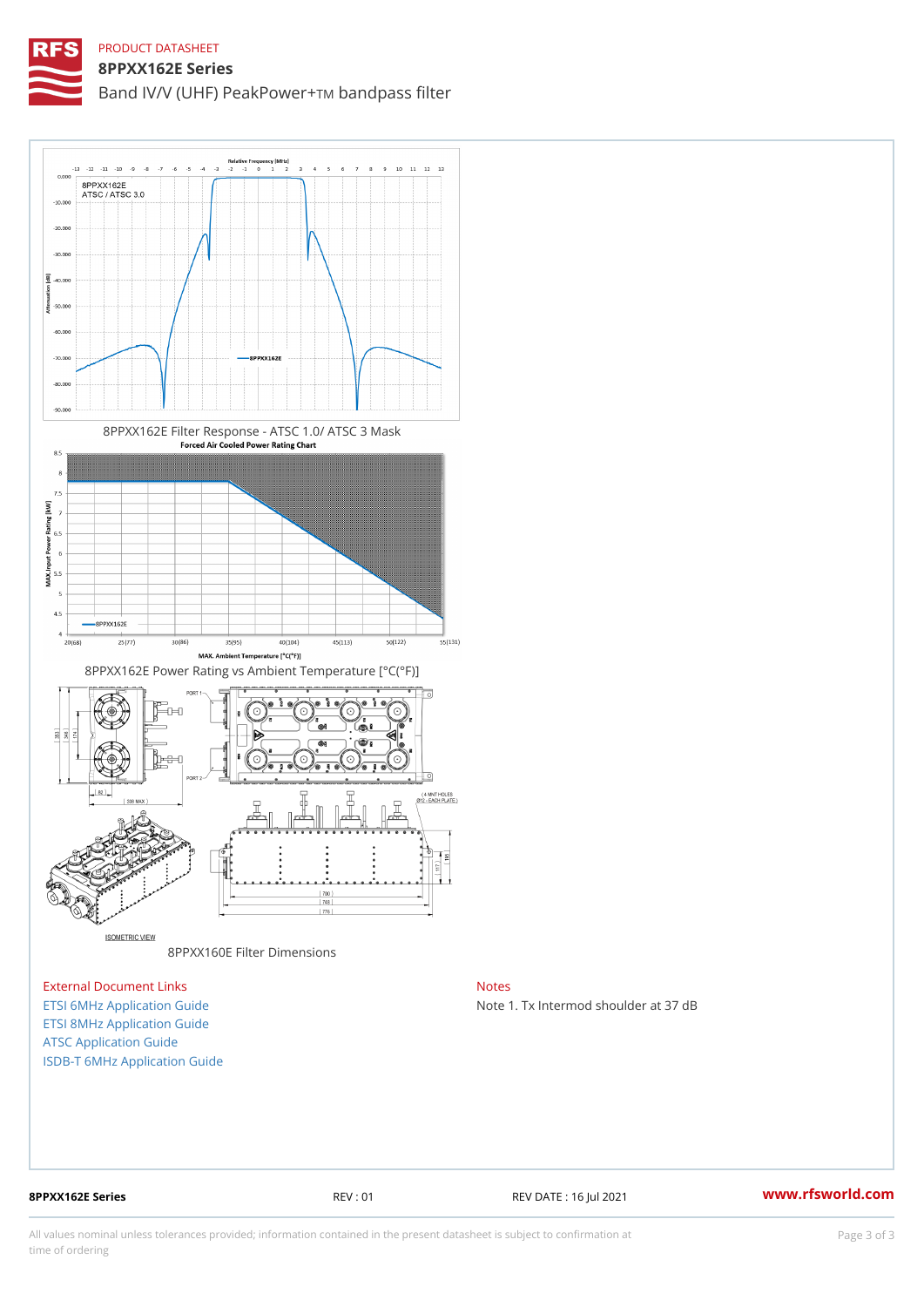PRODUCT DATASHEET

# 8PPXX162E Series

Band IV/V (UHF) PeakPower+TM bandpass filter

Relative Frequency [MHz]

-13 -12 -11 -10 -9 -8 -7 -6 -5 -4 -3 -2 -1 0 1 2 3 4 5 6 7 8 9 10 11 12 13

8PPXX162E
ATSC / ATSC 3.0

Attenuation [dB]

0.000
-10.000
-20.000
-30.000
-40.000
-50.000
-60.000
-70.000
-80.000
-90.000

8PPXX162E

8PPXX162E Filter Response - ATSC 1.0/ ATSC 3 Mask

Forced Air Cooled Power Rating Chart

MAX. Input Power Rating [kW]

8.5
8
7.5
7
6.5
6
5.5
5
4.5
4

8PPXX162E

20(68) 25(77) 30(86) 35(95) 40(104) 45(113) 50(122) 55(131)

MAX. Ambient Temperature [°C(°F)]

8PPXX162E Power Rating vs Ambient Temperature [°C(°F)]

PORT 1
PORT 2
4 MNT HOLES Ø12 - EACH PLATE
ISOMETRIC VIEW

8PPXX160E Filter Dimensions

## External Document Links

ETSI 6MHz Application Guide

ETSI 8MHz Application Guide

ATSC Application Guide

ISDB-T 6MHz Application Guide

## Notes

Note 1. Tx Intermod shoulder at 37 dB

8PPXX162E Series | REV : 01 | REV DATE : 16 Jul 2021 | www.rfsworld.com

All values nominal unless tolerances provided; information contained in the present datasheet is subject to confirmation at time of ordering